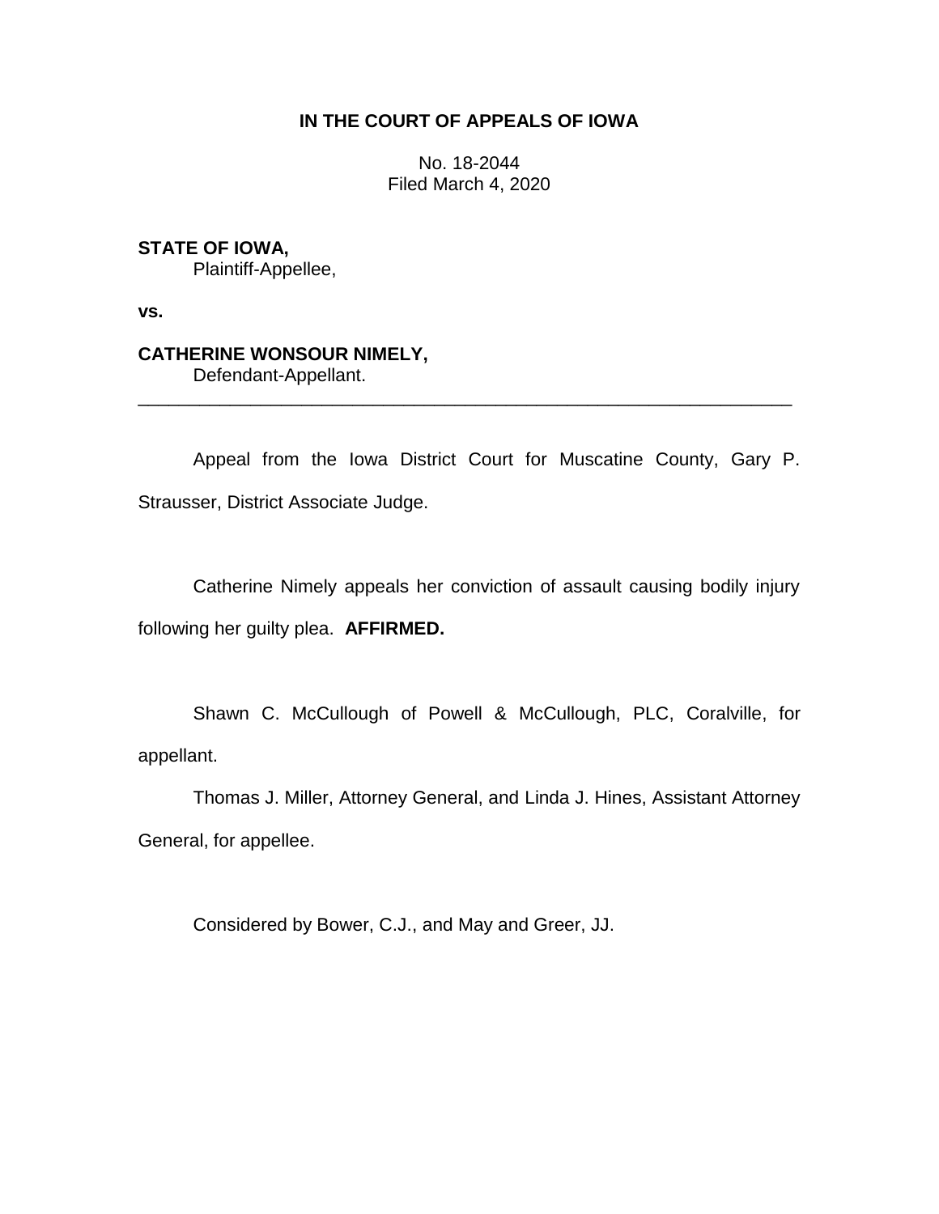**IN THE COURT OF APPEALS OF IOWA**

No. 18-2044
Filed March 4, 2020

**STATE OF IOWA,**
Plaintiff-Appellee,

**vs.**

**CATHERINE WONSOUR NIMELY,**
Defendant-Appellant.

---

Appeal from the Iowa District Court for Muscatine County, Gary P. Strausser, District Associate Judge.

Catherine Nimely appeals her conviction of assault causing bodily injury following her guilty plea. **AFFIRMED.**

Shawn C. McCullough of Powell & McCullough, PLC, Coralville, for appellant.

Thomas J. Miller, Attorney General, and Linda J. Hines, Assistant Attorney General, for appellee.

Considered by Bower, C.J., and May and Greer, JJ.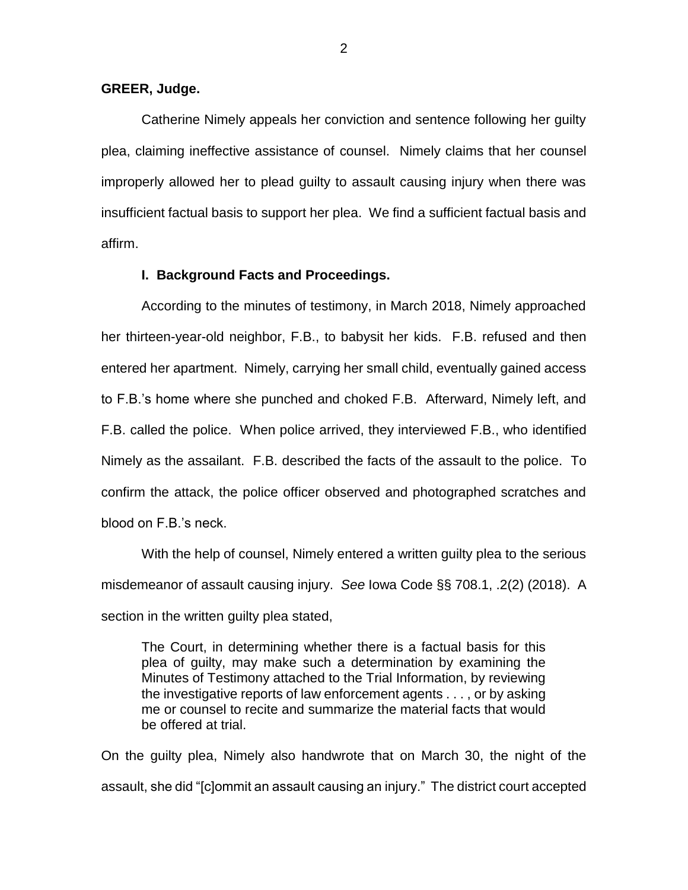**GREER, Judge.**

Catherine Nimely appeals her conviction and sentence following her guilty plea, claiming ineffective assistance of counsel. Nimely claims that her counsel improperly allowed her to plead guilty to assault causing injury when there was insufficient factual basis to support her plea. We find a sufficient factual basis and affirm.

## I. Background Facts and Proceedings.

According to the minutes of testimony, in March 2018, Nimely approached her thirteen-year-old neighbor, F.B., to babysit her kids. F.B. refused and then entered her apartment. Nimely, carrying her small child, eventually gained access to F.B.'s home where she punched and choked F.B. Afterward, Nimely left, and F.B. called the police. When police arrived, they interviewed F.B., who identified Nimely as the assailant. F.B. described the facts of the assault to the police. To confirm the attack, the police officer observed and photographed scratches and blood on F.B.'s neck.

With the help of counsel, Nimely entered a written guilty plea to the serious misdemeanor of assault causing injury. *See* Iowa Code §§ 708.1, .2(2) (2018). A section in the written guilty plea stated,

> The Court, in determining whether there is a factual basis for this plea of guilty, may make such a determination by examining the Minutes of Testimony attached to the Trial Information, by reviewing the investigative reports of law enforcement agents . . . , or by asking me or counsel to recite and summarize the material facts that would be offered at trial.

On the guilty plea, Nimely also handwrote that on March 30, the night of the assault, she did "[c]ommit an assault causing an injury." The district court accepted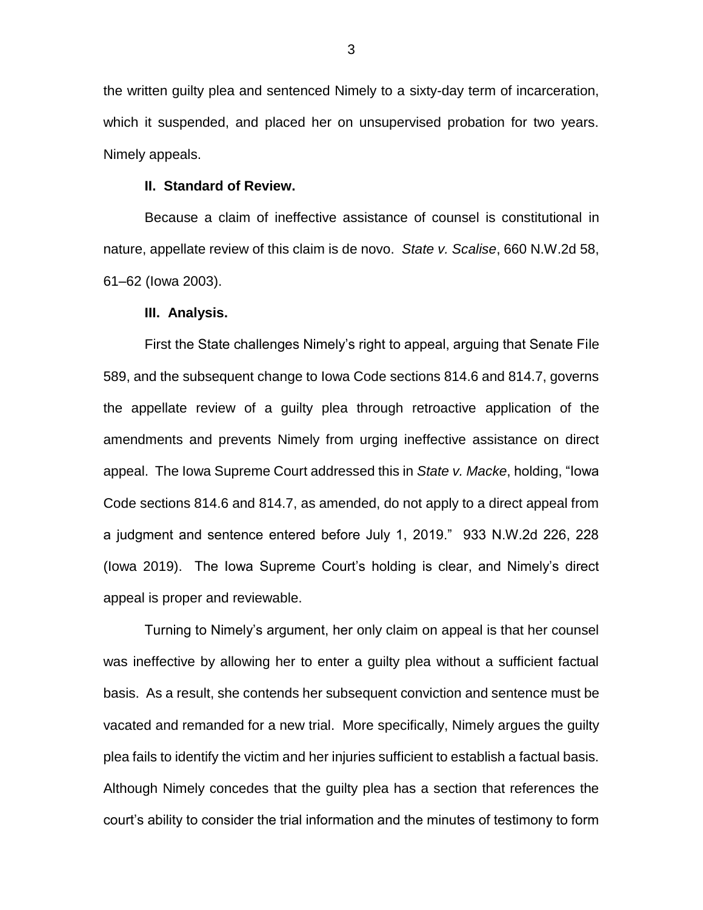the written guilty plea and sentenced Nimely to a sixty-day term of incarceration, which it suspended, and placed her on unsupervised probation for two years. Nimely appeals.

## II. Standard of Review.

Because a claim of ineffective assistance of counsel is constitutional in nature, appellate review of this claim is de novo. *State v. Scalise*, 660 N.W.2d 58, 61–62 (Iowa 2003).

## III. Analysis.

First the State challenges Nimely's right to appeal, arguing that Senate File 589, and the subsequent change to Iowa Code sections 814.6 and 814.7, governs the appellate review of a guilty plea through retroactive application of the amendments and prevents Nimely from urging ineffective assistance on direct appeal. The Iowa Supreme Court addressed this in *State v. Macke*, holding, "Iowa Code sections 814.6 and 814.7, as amended, do not apply to a direct appeal from a judgment and sentence entered before July 1, 2019." 933 N.W.2d 226, 228 (Iowa 2019). The Iowa Supreme Court's holding is clear, and Nimely's direct appeal is proper and reviewable.

Turning to Nimely's argument, her only claim on appeal is that her counsel was ineffective by allowing her to enter a guilty plea without a sufficient factual basis. As a result, she contends her subsequent conviction and sentence must be vacated and remanded for a new trial. More specifically, Nimely argues the guilty plea fails to identify the victim and her injuries sufficient to establish a factual basis. Although Nimely concedes that the guilty plea has a section that references the court's ability to consider the trial information and the minutes of testimony to form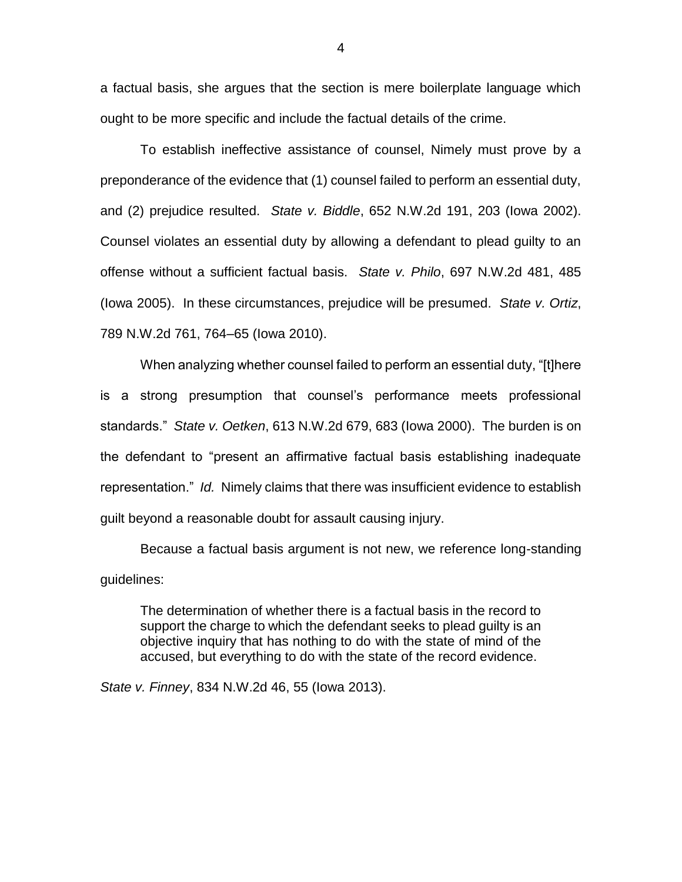a factual basis, she argues that the section is mere boilerplate language which ought to be more specific and include the factual details of the crime.

To establish ineffective assistance of counsel, Nimely must prove by a preponderance of the evidence that (1) counsel failed to perform an essential duty, and (2) prejudice resulted. *State v. Biddle*, 652 N.W.2d 191, 203 (Iowa 2002). Counsel violates an essential duty by allowing a defendant to plead guilty to an offense without a sufficient factual basis. *State v. Philo*, 697 N.W.2d 481, 485 (Iowa 2005). In these circumstances, prejudice will be presumed. *State v. Ortiz*, 789 N.W.2d 761, 764–65 (Iowa 2010).

When analyzing whether counsel failed to perform an essential duty, "[t]here is a strong presumption that counsel's performance meets professional standards." *State v. Oetken*, 613 N.W.2d 679, 683 (Iowa 2000). The burden is on the defendant to "present an affirmative factual basis establishing inadequate representation." *Id.* Nimely claims that there was insufficient evidence to establish guilt beyond a reasonable doubt for assault causing injury.

Because a factual basis argument is not new, we reference long-standing guidelines:

> The determination of whether there is a factual basis in the record to support the charge to which the defendant seeks to plead guilty is an objective inquiry that has nothing to do with the state of mind of the accused, but everything to do with the state of the record evidence.

*State v. Finney*, 834 N.W.2d 46, 55 (Iowa 2013).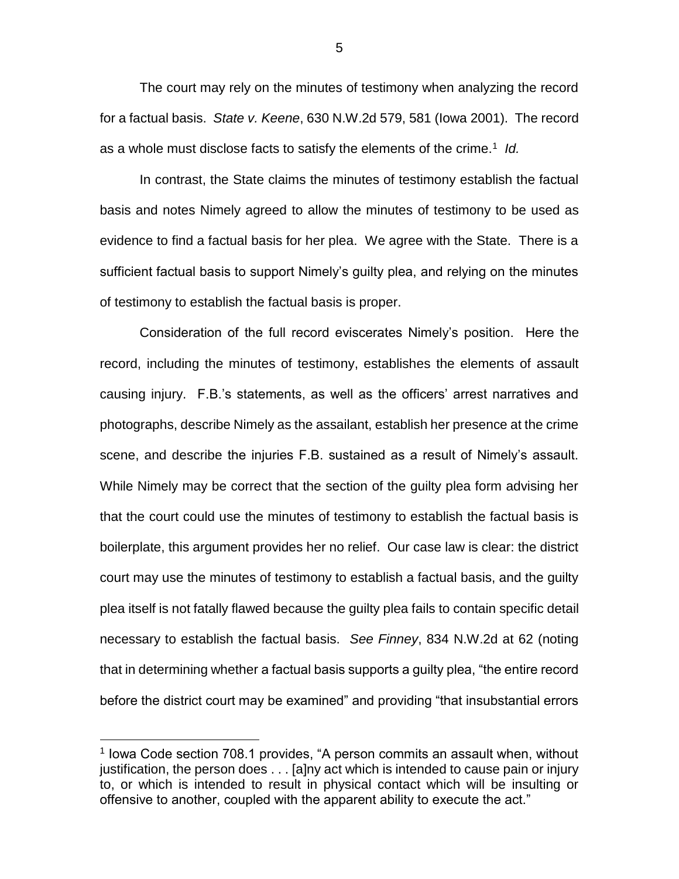The court may rely on the minutes of testimony when analyzing the record for a factual basis. *State v. Keene*, 630 N.W.2d 579, 581 (Iowa 2001). The record as a whole must disclose facts to satisfy the elements of the crime.[1] *Id.*

In contrast, the State claims the minutes of testimony establish the factual basis and notes Nimely agreed to allow the minutes of testimony to be used as evidence to find a factual basis for her plea. We agree with the State. There is a sufficient factual basis to support Nimely's guilty plea, and relying on the minutes of testimony to establish the factual basis is proper.

Consideration of the full record eviscerates Nimely's position. Here the record, including the minutes of testimony, establishes the elements of assault causing injury. F.B.'s statements, as well as the officers' arrest narratives and photographs, describe Nimely as the assailant, establish her presence at the crime scene, and describe the injuries F.B. sustained as a result of Nimely's assault. While Nimely may be correct that the section of the guilty plea form advising her that the court could use the minutes of testimony to establish the factual basis is boilerplate, this argument provides her no relief. Our case law is clear: the district court may use the minutes of testimony to establish a factual basis, and the guilty plea itself is not fatally flawed because the guilty plea fails to contain specific detail necessary to establish the factual basis. *See Finney*, 834 N.W.2d at 62 (noting that in determining whether a factual basis supports a guilty plea, "the entire record before the district court may be examined" and providing "that insubstantial errors

[1] Iowa Code section 708.1 provides, "A person commits an assault when, without justification, the person does . . . [a]ny act which is intended to cause pain or injury to, or which is intended to result in physical contact which will be insulting or offensive to another, coupled with the apparent ability to execute the act."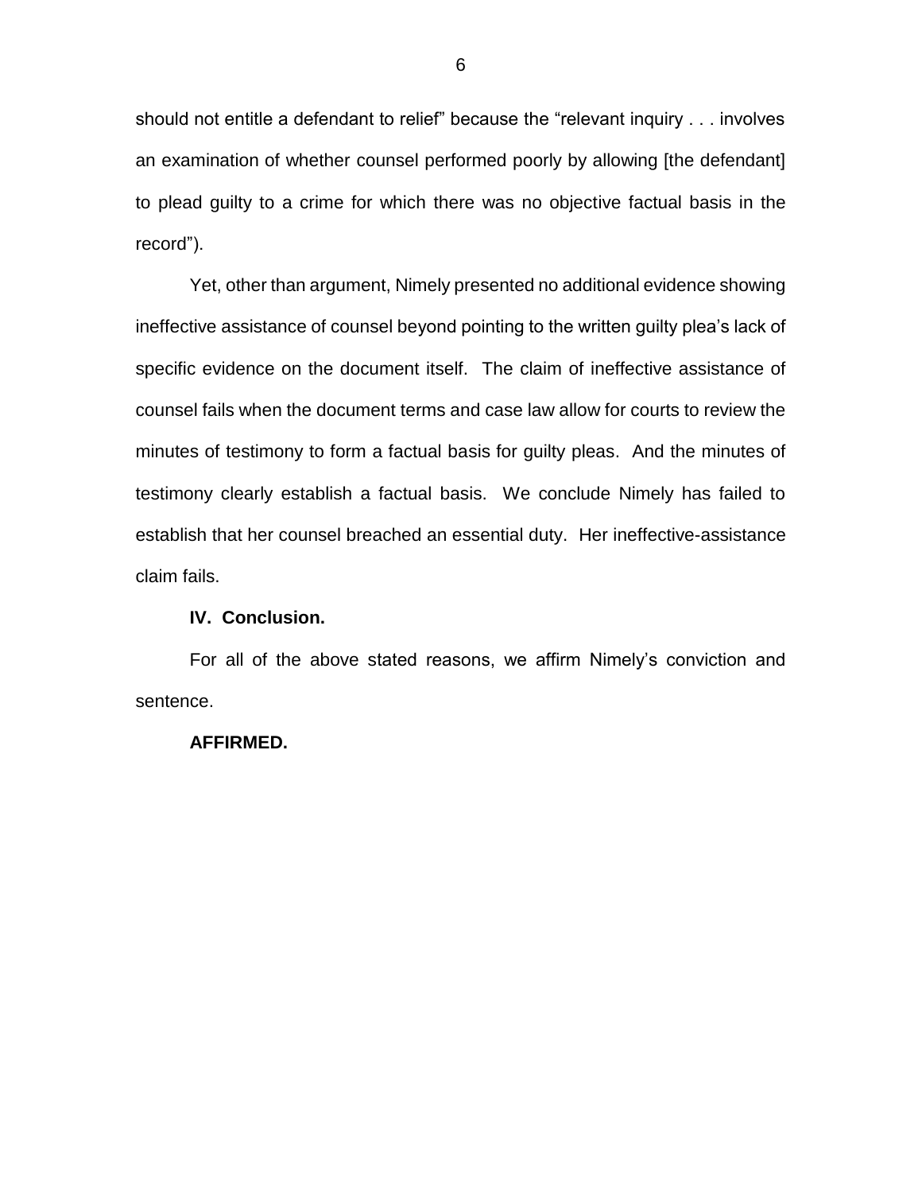should not entitle a defendant to relief" because the "relevant inquiry . . . involves an examination of whether counsel performed poorly by allowing [the defendant] to plead guilty to a crime for which there was no objective factual basis in the record").

Yet, other than argument, Nimely presented no additional evidence showing ineffective assistance of counsel beyond pointing to the written guilty plea's lack of specific evidence on the document itself. The claim of ineffective assistance of counsel fails when the document terms and case law allow for courts to review the minutes of testimony to form a factual basis for guilty pleas. And the minutes of testimony clearly establish a factual basis. We conclude Nimely has failed to establish that her counsel breached an essential duty. Her ineffective-assistance claim fails.

**IV. Conclusion.**

For all of the above stated reasons, we affirm Nimely's conviction and sentence.

**AFFIRMED.**